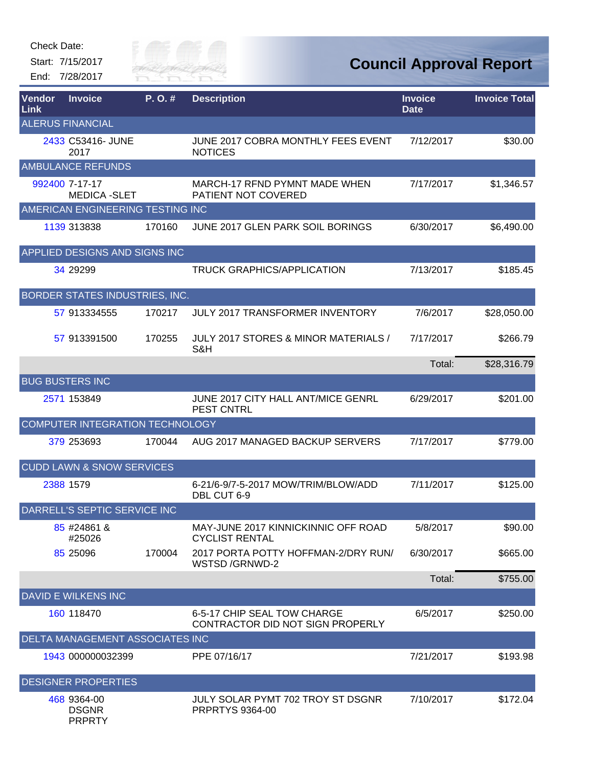Check Date:

Start: 7/15/2017

End: 7/28/2017

# Council Approval Report

| Vendor Link | Invoice | P. O. # | Description | Invoice Date | Invoice Total |
|---|---|---|---|---|---|
| ALERUS FINANCIAL | | | | | |
| 2433 | C53416- JUNE 2017 | | JUNE 2017 COBRA MONTHLY FEES EVENT NOTICES | 7/12/2017 | $30.00 |
| AMBULANCE REFUNDS | | | | | |
| 992400 | 7-17-17 MEDICA -SLET | | MARCH-17 RFND PYMNT MADE WHEN PATIENT NOT COVERED | 7/17/2017 | $1,346.57 |
| AMERICAN ENGINEERING TESTING INC | | | | | |
| 1139 | 313838 | 170160 | JUNE 2017 GLEN PARK SOIL BORINGS | 6/30/2017 | $6,490.00 |
| APPLIED DESIGNS AND SIGNS INC | | | | | |
| 34 | 29299 | | TRUCK GRAPHICS/APPLICATION | 7/13/2017 | $185.45 |
| BORDER STATES INDUSTRIES, INC. | | | | | |
| 57 | 913334555 | 170217 | JULY 2017 TRANSFORMER INVENTORY | 7/6/2017 | $28,050.00 |
| 57 | 913391500 | 170255 | JULY 2017 STORES & MINOR MATERIALS / S&H | 7/17/2017 | $266.79 |
| | | | | Total: | $28,316.79 |
| BUG BUSTERS INC | | | | | |
| 2571 | 153849 | | JUNE 2017 CITY HALL ANT/MICE GENRL PEST CNTRL | 6/29/2017 | $201.00 |
| COMPUTER INTEGRATION TECHNOLOGY | | | | | |
| 379 | 253693 | 170044 | AUG 2017 MANAGED BACKUP SERVERS | 7/17/2017 | $779.00 |
| CUDD LAWN & SNOW SERVICES | | | | | |
| 2388 | 1579 | | 6-21/6-9/7-5-2017 MOW/TRIM/BLOW/ADD DBL CUT 6-9 | 7/11/2017 | $125.00 |
| DARRELL'S SEPTIC SERVICE INC | | | | | |
| 85 | #24861 & #25026 | | MAY-JUNE 2017 KINNICKINNIC OFF ROAD CYCLIST RENTAL | 5/8/2017 | $90.00 |
| 85 | 25096 | 170004 | 2017 PORTA POTTY HOFFMAN-2/DRY RUN/ WSTSD /GRNWD-2 | 6/30/2017 | $665.00 |
| | | | | Total: | $755.00 |
| DAVID E WILKENS INC | | | | | |
| 160 | 118470 | | 6-5-17 CHIP SEAL TOW CHARGE CONTRACTOR DID NOT SIGN PROPERLY | 6/5/2017 | $250.00 |
| DELTA MANAGEMENT ASSOCIATES INC | | | | | |
| 1943 | 000000032399 | | PPE 07/16/17 | 7/21/2017 | $193.98 |
| DESIGNER PROPERTIES | | | | | |
| 468 | 9364-00 DSGNR PRPRTY | | JULY SOLAR PYMT 702 TROY ST DSGNR PRPRTYS 9364-00 | 7/10/2017 | $172.04 |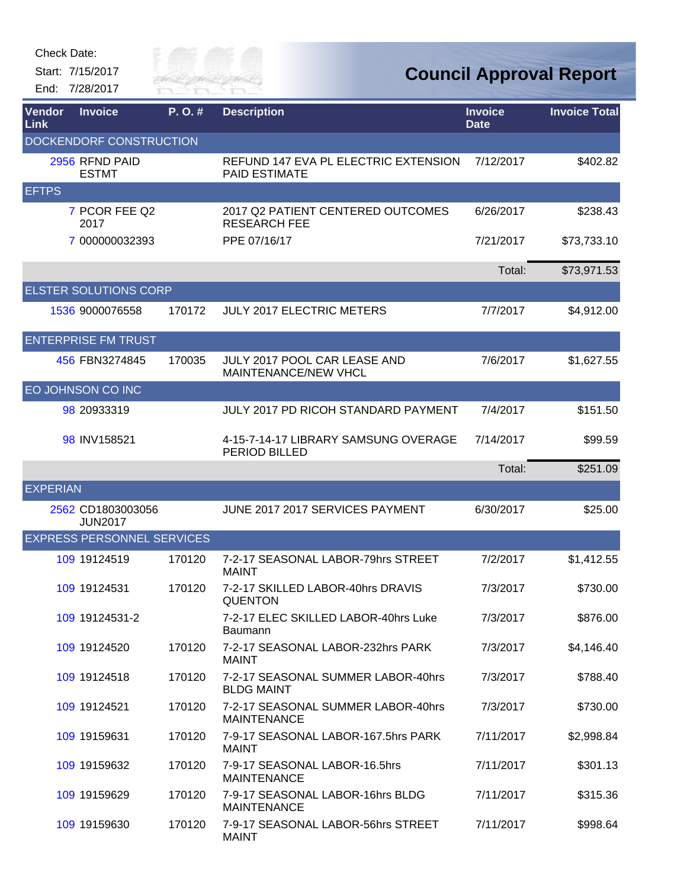Check Date:

Start: 7/15/2017

End: 7/28/2017

# Council Approval Report

| Vendor Link | Invoice | P. O. # | Description | Invoice Date | Invoice Total |
|---|---|---|---|---|---|
| DOCKENDORF CONSTRUCTION | | | | | |
| 2956 | RFND PAID ESTMT | | REFUND 147 EVA PL ELECTRIC EXTENSION PAID ESTIMATE | 7/12/2017 | $402.82 |
| EFTPS | | | | | |
| 7 | PCOR FEE Q2 2017 | | 2017 Q2 PATIENT CENTERED OUTCOMES RESEARCH FEE | 6/26/2017 | $238.43 |
| 7 | 000000032393 | | PPE 07/16/17 | 7/21/2017 | $73,733.10 |
| | | | | Total: | $73,971.53 |
| ELSTER SOLUTIONS CORP | | | | | |
| 1536 | 9000076558 | 170172 | JULY 2017 ELECTRIC METERS | 7/7/2017 | $4,912.00 |
| ENTERPRISE FM TRUST | | | | | |
| 456 | FBN3274845 | 170035 | JULY 2017 POOL CAR LEASE AND MAINTENANCE/NEW VHCL | 7/6/2017 | $1,627.55 |
| EO JOHNSON CO INC | | | | | |
| 98 | 20933319 | | JULY 2017 PD RICOH STANDARD PAYMENT | 7/4/2017 | $151.50 |
| 98 | INV158521 | | 4-15-7-14-17 LIBRARY SAMSUNG OVERAGE PERIOD BILLED | 7/14/2017 | $99.59 |
| | | | | Total: | $251.09 |
| EXPERIAN | | | | | |
| 2562 | CD1803003056 JUN2017 | | JUNE 2017 2017 SERVICES PAYMENT | 6/30/2017 | $25.00 |
| EXPRESS PERSONNEL SERVICES | | | | | |
| 109 | 19124519 | 170120 | 7-2-17 SEASONAL LABOR-79hrs STREET MAINT | 7/2/2017 | $1,412.55 |
| 109 | 19124531 | 170120 | 7-2-17 SKILLED LABOR-40hrs DRAVIS QUENTON | 7/3/2017 | $730.00 |
| 109 | 19124531-2 | | 7-2-17 ELEC SKILLED LABOR-40hrs Luke Baumann | 7/3/2017 | $876.00 |
| 109 | 19124520 | 170120 | 7-2-17 SEASONAL LABOR-232hrs PARK MAINT | 7/3/2017 | $4,146.40 |
| 109 | 19124518 | 170120 | 7-2-17 SEASONAL SUMMER LABOR-40hrs BLDG MAINT | 7/3/2017 | $788.40 |
| 109 | 19124521 | 170120 | 7-2-17 SEASONAL SUMMER LABOR-40hrs MAINTENANCE | 7/3/2017 | $730.00 |
| 109 | 19159631 | 170120 | 7-9-17 SEASONAL LABOR-167.5hrs PARK MAINT | 7/11/2017 | $2,998.84 |
| 109 | 19159632 | 170120 | 7-9-17 SEASONAL LABOR-16.5hrs MAINTENANCE | 7/11/2017 | $301.13 |
| 109 | 19159629 | 170120 | 7-9-17 SEASONAL LABOR-16hrs BLDG MAINTENANCE | 7/11/2017 | $315.36 |
| 109 | 19159630 | 170120 | 7-9-17 SEASONAL LABOR-56hrs STREET MAINT | 7/11/2017 | $998.64 |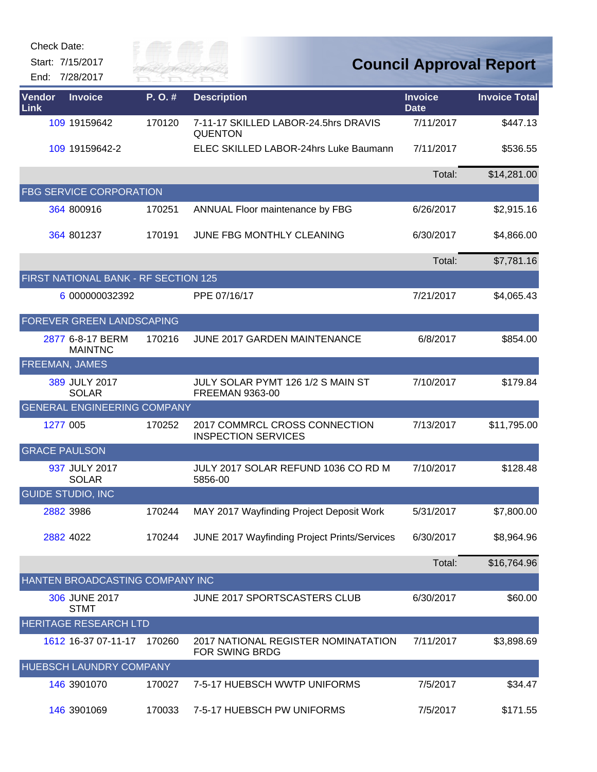Check Date:

Start: 7/15/2017

End: 7/28/2017

# Council Approval Report

| Vendor Link | Invoice | P. O. # | Description | Invoice Date | Invoice Total |
|---|---|---|---|---|---|
| 109 | 19159642 | 170120 | 7-11-17 SKILLED LABOR-24.5hrs DRAVIS QUENTON | 7/11/2017 | $447.13 |
| 109 | 19159642-2 | | ELEC SKILLED LABOR-24hrs Luke Baumann | 7/11/2017 | $536.55 |
| | | | | Total: | $14,281.00 |
| FBG SERVICE CORPORATION | | | | | |
| 364 | 800916 | 170251 | ANNUAL Floor maintenance by FBG | 6/26/2017 | $2,915.16 |
| 364 | 801237 | 170191 | JUNE FBG MONTHLY CLEANING | 6/30/2017 | $4,866.00 |
| | | | | Total: | $7,781.16 |
| FIRST NATIONAL BANK - RF SECTION 125 | | | | | |
| 6 | 000000032392 | | PPE 07/16/17 | 7/21/2017 | $4,065.43 |
| FOREVER GREEN LANDSCAPING | | | | | |
| 2877 | 6-8-17 BERM MAINTNC | 170216 | JUNE 2017 GARDEN MAINTENANCE | 6/8/2017 | $854.00 |
| FREEMAN, JAMES | | | | | |
| 389 | JULY 2017 SOLAR | | JULY SOLAR PYMT 126 1/2 S MAIN ST FREEMAN 9363-00 | 7/10/2017 | $179.84 |
| GENERAL ENGINEERING COMPANY | | | | | |
| 1277 | 005 | 170252 | 2017 COMMRCL CROSS CONNECTION INSPECTION SERVICES | 7/13/2017 | $11,795.00 |
| GRACE PAULSON | | | | | |
| 937 | JULY 2017 SOLAR | | JULY 2017 SOLAR REFUND 1036 CO RD M 5856-00 | 7/10/2017 | $128.48 |
| GUIDE STUDIO, INC | | | | | |
| 2882 | 3986 | 170244 | MAY 2017 Wayfinding Project Deposit Work | 5/31/2017 | $7,800.00 |
| 2882 | 4022 | 170244 | JUNE 2017 Wayfinding Project Prints/Services | 6/30/2017 | $8,964.96 |
| | | | | Total: | $16,764.96 |
| HANTEN BROADCASTING COMPANY INC | | | | | |
| 306 | JUNE 2017 STMT | | JUNE 2017 SPORTSCASTERS CLUB | 6/30/2017 | $60.00 |
| HERITAGE RESEARCH LTD | | | | | |
| 1612 | 16-37 07-11-17 | 170260 | 2017 NATIONAL REGISTER NOMINATATION FOR SWING BRDG | 7/11/2017 | $3,898.69 |
| HUEBSCH LAUNDRY COMPANY | | | | | |
| 146 | 3901070 | 170027 | 7-5-17 HUEBSCH WWTP UNIFORMS | 7/5/2017 | $34.47 |
| 146 | 3901069 | 170033 | 7-5-17 HUEBSCH PW UNIFORMS | 7/5/2017 | $171.55 |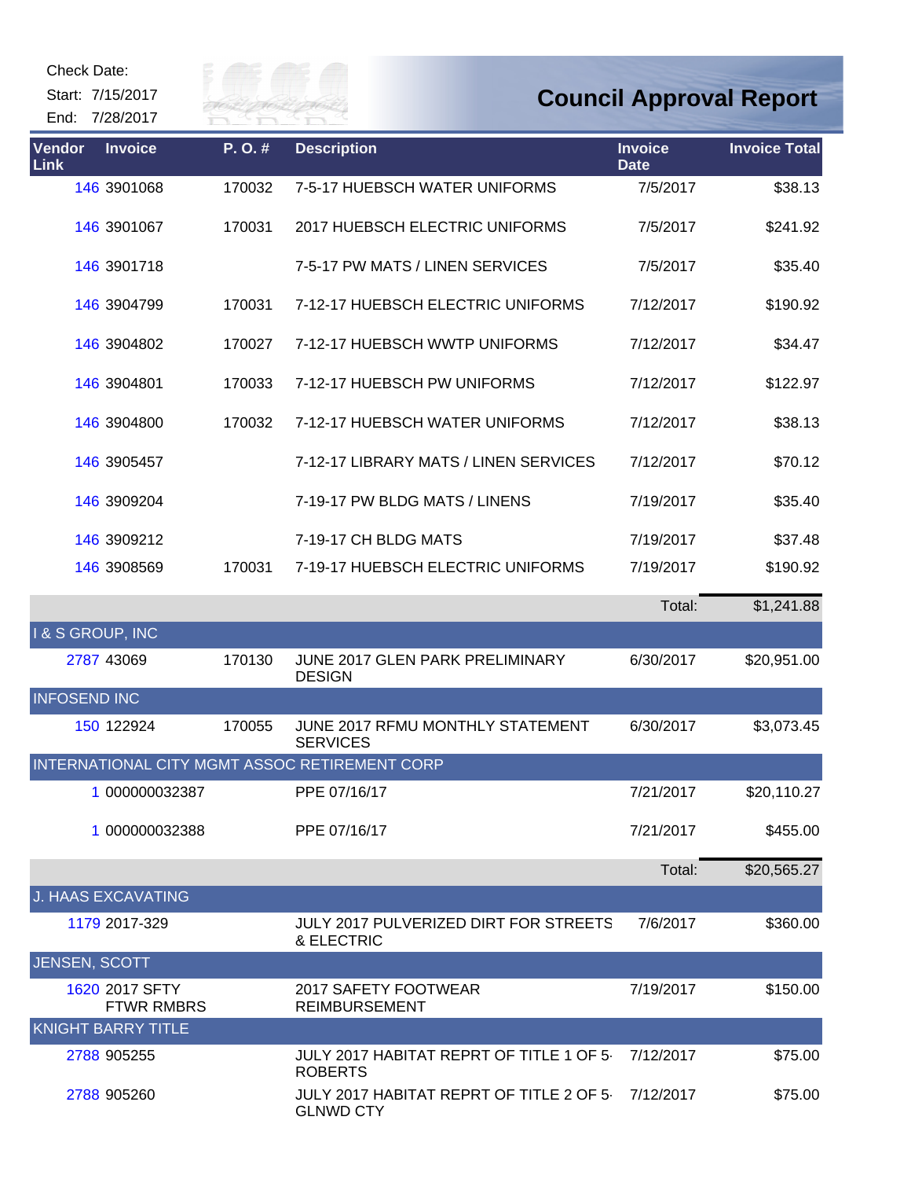Check Date:

Start: 7/15/2017

End: 7/28/2017

# Council Approval Report

| Vendor Link | Invoice | P. O. # | Description | Invoice Date | Invoice Total |
|---|---|---|---|---|---|
| 146 | 3901068 | 170032 | 7-5-17 HUEBSCH WATER UNIFORMS | 7/5/2017 | $38.13 |
| 146 | 3901067 | 170031 | 2017 HUEBSCH ELECTRIC UNIFORMS | 7/5/2017 | $241.92 |
| 146 | 3901718 | | 7-5-17 PW MATS / LINEN SERVICES | 7/5/2017 | $35.40 |
| 146 | 3904799 | 170031 | 7-12-17 HUEBSCH ELECTRIC UNIFORMS | 7/12/2017 | $190.92 |
| 146 | 3904802 | 170027 | 7-12-17 HUEBSCH WWTP UNIFORMS | 7/12/2017 | $34.47 |
| 146 | 3904801 | 170033 | 7-12-17 HUEBSCH PW UNIFORMS | 7/12/2017 | $122.97 |
| 146 | 3904800 | 170032 | 7-12-17 HUEBSCH WATER UNIFORMS | 7/12/2017 | $38.13 |
| 146 | 3905457 | | 7-12-17 LIBRARY MATS / LINEN SERVICES | 7/12/2017 | $70.12 |
| 146 | 3909204 | | 7-19-17 PW BLDG MATS / LINENS | 7/19/2017 | $35.40 |
| 146 | 3909212 | | 7-19-17 CH BLDG MATS | 7/19/2017 | $37.48 |
| 146 | 3908569 | 170031 | 7-19-17 HUEBSCH ELECTRIC UNIFORMS | 7/19/2017 | $190.92 |
| | | | | Total: | $1,241.88 |
| **I & S GROUP, INC** | | | | | |
| 2787 | 43069 | 170130 | JUNE 2017 GLEN PARK PRELIMINARY DESIGN | 6/30/2017 | $20,951.00 |
| **INFOSEND INC** | | | | | |
| 150 | 122924 | 170055 | JUNE 2017 RFMU MONTHLY STATEMENT SERVICES | 6/30/2017 | $3,073.45 |
| **INTERNATIONAL CITY MGMT ASSOC RETIREMENT CORP** | | | | | |
| 1 | 000000032387 | | PPE 07/16/17 | 7/21/2017 | $20,110.27 |
| 1 | 000000032388 | | PPE 07/16/17 | 7/21/2017 | $455.00 |
| | | | | Total: | $20,565.27 |
| **J. HAAS EXCAVATING** | | | | | |
| 1179 | 2017-329 | | JULY 2017 PULVERIZED DIRT FOR STREETS & ELECTRIC | 7/6/2017 | $360.00 |
| **JENSEN, SCOTT** | | | | | |
| 1620 | 2017 SFTY FTWR RMBRS | | 2017 SAFETY FOOTWEAR REIMBURSEMENT | 7/19/2017 | $150.00 |
| **KNIGHT BARRY TITLE** | | | | | |
| 2788 | 905255 | | JULY 2017 HABITAT REPRT OF TITLE 1 OF 5- ROBERTS | 7/12/2017 | $75.00 |
| 2788 | 905260 | | JULY 2017 HABITAT REPRT OF TITLE 2 OF 5- GLNWD CTY | 7/12/2017 | $75.00 |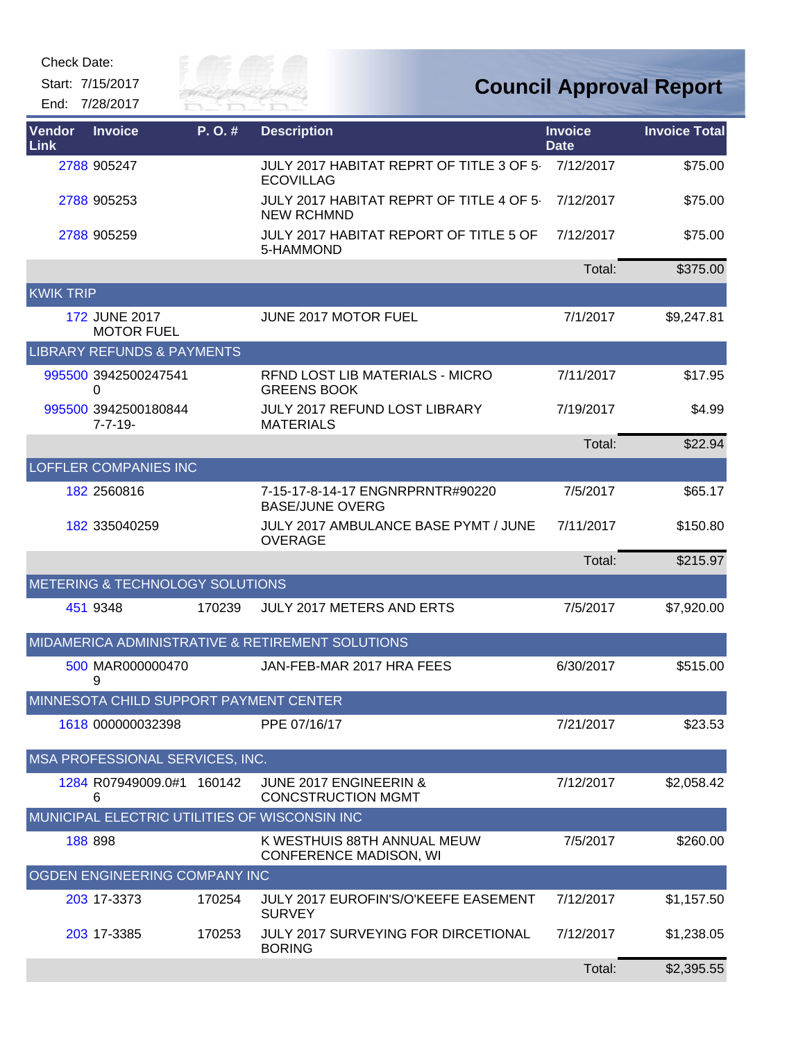Check Date:

Start: 7/15/2017

End: 7/28/2017

# Council Approval Report

| Vendor Link | Invoice | P. O. # | Description | Invoice Date | Invoice Total |
|---|---|---|---|---|---|
| 2788 | 905247 | | JULY 2017 HABITAT REPRT OF TITLE 3 OF 5-ECOVILLAG | 7/12/2017 | $75.00 |
| 2788 | 905253 | | JULY 2017 HABITAT REPRT OF TITLE 4 OF 5-NEW RCHMND | 7/12/2017 | $75.00 |
| 2788 | 905259 | | JULY 2017 HABITAT REPORT OF TITLE 5 OF 5-HAMMOND | 7/12/2017 | $75.00 |
| | | | | Total: | $375.00 |
| KWIK TRIP | | | | | |
| 172 | JUNE 2017 MOTOR FUEL | | JUNE 2017 MOTOR FUEL | 7/1/2017 | $9,247.81 |
| LIBRARY REFUNDS & PAYMENTS | | | | | |
| 995500 | 39425002475410 | | RFND LOST LIB MATERIALS - MICRO GREENS BOOK | 7/11/2017 | $17.95 |
| 995500 | 3942500180844 7-7-19- | | JULY 2017 REFUND LOST LIBRARY MATERIALS | 7/19/2017 | $4.99 |
| | | | | Total: | $22.94 |
| LOFFLER COMPANIES INC | | | | | |
| 182 | 2560816 | | 7-15-17-8-14-17 ENGNRPRNTR#90220 BASE/JUNE OVERG | 7/5/2017 | $65.17 |
| 182 | 335040259 | | JULY 2017 AMBULANCE BASE PYMT / JUNE OVERAGE | 7/11/2017 | $150.80 |
| | | | | Total: | $215.97 |
| METERING & TECHNOLOGY SOLUTIONS | | | | | |
| 451 | 9348 | 170239 | JULY 2017 METERS AND ERTS | 7/5/2017 | $7,920.00 |
| MIDAMERICA ADMINISTRATIVE & RETIREMENT SOLUTIONS | | | | | |
| 500 | MAR0000004709 | | JAN-FEB-MAR 2017 HRA FEES | 6/30/2017 | $515.00 |
| MINNESOTA CHILD SUPPORT PAYMENT CENTER | | | | | |
| 1618 | 000000032398 | | PPE 07/16/17 | 7/21/2017 | $23.53 |
| MSA PROFESSIONAL SERVICES, INC. | | | | | |
| 1284 | R07949009.0#16 | 160142 | JUNE 2017 ENGINEERIN & CONCSTRUCTION MGMT | 7/12/2017 | $2,058.42 |
| MUNICIPAL ELECTRIC UTILITIES OF WISCONSIN INC | | | | | |
| 188 | 898 | | K WESTHUIS 88TH ANNUAL MEUW CONFERENCE MADISON, WI | 7/5/2017 | $260.00 |
| OGDEN ENGINEERING COMPANY INC | | | | | |
| 203 | 17-3373 | 170254 | JULY 2017 EUROFIN'S/O'KEEFE EASEMENT SURVEY | 7/12/2017 | $1,157.50 |
| 203 | 17-3385 | 170253 | JULY 2017 SURVEYING FOR DIRCETIONAL BORING | 7/12/2017 | $1,238.05 |
| | | | | Total: | $2,395.55 |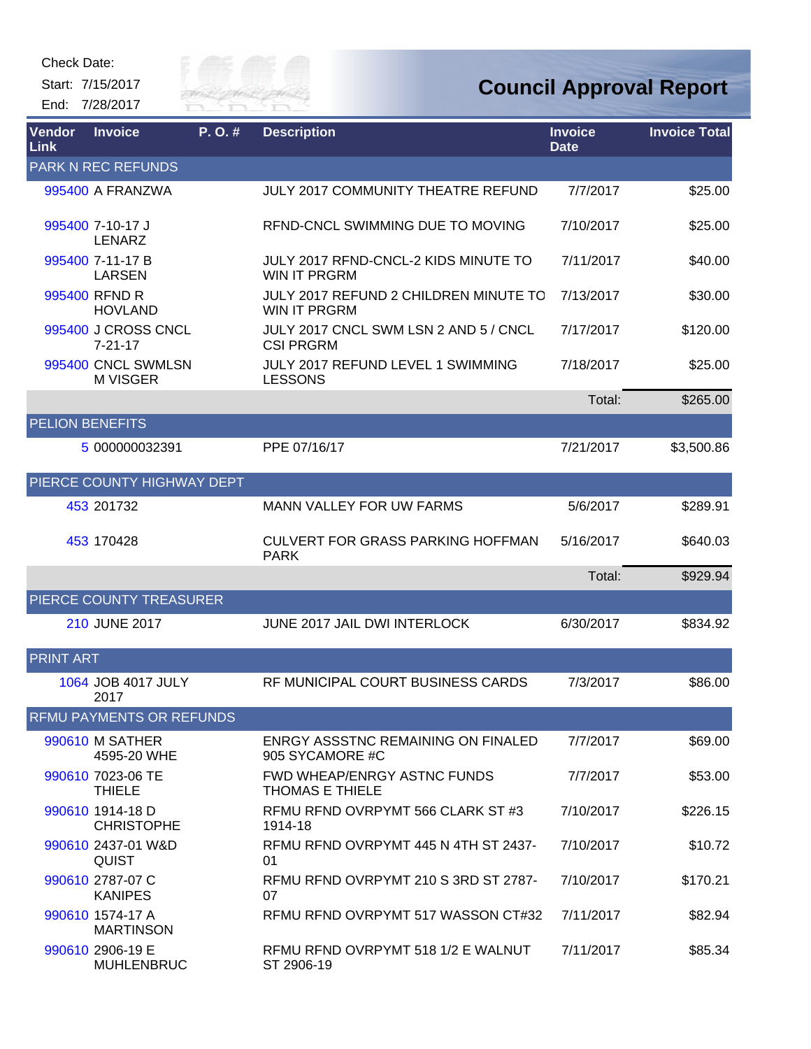Check Date:

Start: 7/15/2017

End: 7/28/2017

# Council Approval Report

| Vendor Link | Invoice | P. O. # | Description | Invoice Date | Invoice Total |
|---|---|---|---|---|---|
| PARK N REC REFUNDS | | | | | |
| 995400 | A FRANZWA | | JULY 2017 COMMUNITY THEATRE REFUND | 7/7/2017 | $25.00 |
| 995400 | 7-10-17 J LENARZ | | RFND-CNCL SWIMMING DUE TO MOVING | 7/10/2017 | $25.00 |
| 995400 | 7-11-17 B LARSEN | | JULY 2017 RFND-CNCL-2 KIDS MINUTE TO WIN IT PRGRM | 7/11/2017 | $40.00 |
| 995400 | RFND R HOVLAND | | JULY 2017 REFUND 2 CHILDREN MINUTE TO WIN IT PRGRM | 7/13/2017 | $30.00 |
| 995400 | J CROSS CNCL 7-21-17 | | JULY 2017 CNCL SWM LSN 2 AND 5 / CNCL CSI PRGRM | 7/17/2017 | $120.00 |
| 995400 | CNCL SWMLSN M VISGER | | JULY 2017 REFUND LEVEL 1 SWIMMING LESSONS | 7/18/2017 | $25.00 |
| | | | | Total: | $265.00 |
| PELION BENEFITS | | | | | |
| 5 | 000000032391 | | PPE 07/16/17 | 7/21/2017 | $3,500.86 |
| PIERCE COUNTY HIGHWAY DEPT | | | | | |
| 453 | 201732 | | MANN VALLEY FOR UW FARMS | 5/6/2017 | $289.91 |
| 453 | 170428 | | CULVERT FOR GRASS PARKING HOFFMAN PARK | 5/16/2017 | $640.03 |
| | | | | Total: | $929.94 |
| PIERCE COUNTY TREASURER | | | | | |
| 210 | JUNE 2017 | | JUNE 2017 JAIL DWI INTERLOCK | 6/30/2017 | $834.92 |
| PRINT ART | | | | | |
| 1064 | JOB 4017 JULY 2017 | | RF MUNICIPAL COURT BUSINESS CARDS | 7/3/2017 | $86.00 |
| RFMU PAYMENTS OR REFUNDS | | | | | |
| 990610 | M SATHER 4595-20 WHE | | ENRGY ASSSTNC REMAINING ON FINALED 905 SYCAMORE #C | 7/7/2017 | $69.00 |
| 990610 | 7023-06 TE THIELE | | FWD WHEAP/ENRGY ASTNC FUNDS THOMAS E THIELE | 7/7/2017 | $53.00 |
| 990610 | 1914-18 D CHRISTOPHE | | RFMU RFND OVRPYMT 566 CLARK ST #3 1914-18 | 7/10/2017 | $226.15 |
| 990610 | 2437-01 W&D QUIST | | RFMU RFND OVRPYMT 445 N 4TH ST 2437-01 | 7/10/2017 | $10.72 |
| 990610 | 2787-07 C KANIPES | | RFMU RFND OVRPYMT 210 S 3RD ST 2787-07 | 7/10/2017 | $170.21 |
| 990610 | 1574-17 A MARTINSON | | RFMU RFND OVRPYMT 517 WASSON CT#32 | 7/11/2017 | $82.94 |
| 990610 | 2906-19 E MUHLENBRUC | | RFMU RFND OVRPYMT 518 1/2 E WALNUT ST 2906-19 | 7/11/2017 | $85.34 |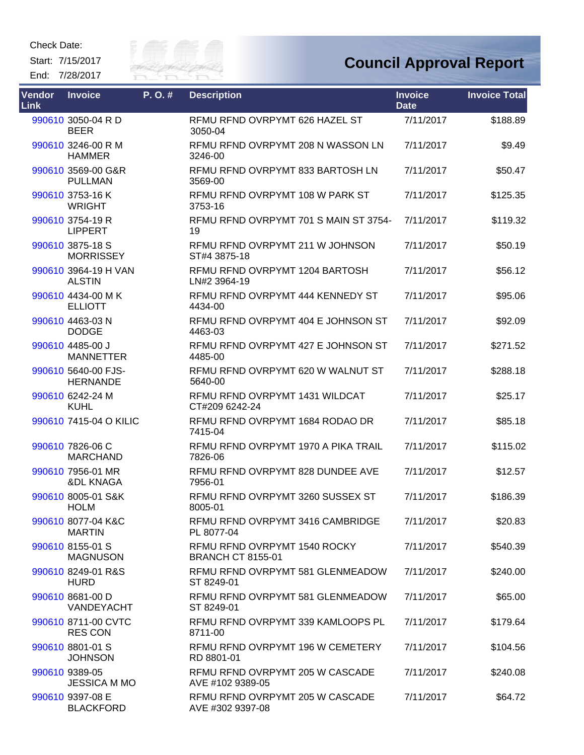Check Date:

Start: 7/15/2017

End: 7/28/2017

# Council Approval Report

| Vendor Link | Invoice | P. O. # | Description | Invoice Date | Invoice Total |
|---|---|---|---|---|---|
| 990610 | 3050-04 R D BEER | | RFMU RFND OVRPYMT 626 HAZEL ST 3050-04 | 7/11/2017 | $188.89 |
| 990610 | 3246-00 R M HAMMER | | RFMU RFND OVRPYMT 208 N WASSON LN 3246-00 | 7/11/2017 | $9.49 |
| 990610 | 3569-00 G&R PULLMAN | | RFMU RFND OVRPYMT 833 BARTOSH LN 3569-00 | 7/11/2017 | $50.47 |
| 990610 | 3753-16 K WRIGHT | | RFMU RFND OVRPYMT 108 W PARK ST 3753-16 | 7/11/2017 | $125.35 |
| 990610 | 3754-19 R LIPPERT | | RFMU RFND OVRPYMT 701 S MAIN ST 3754-19 | 7/11/2017 | $119.32 |
| 990610 | 3875-18 S MORRISSEY | | RFMU RFND OVRPYMT 211 W JOHNSON ST#4 3875-18 | 7/11/2017 | $50.19 |
| 990610 | 3964-19 H VAN ALSTIN | | RFMU RFND OVRPYMT 1204 BARTOSH LN#2 3964-19 | 7/11/2017 | $56.12 |
| 990610 | 4434-00 M K ELLIOTT | | RFMU RFND OVRPYMT 444 KENNEDY ST 4434-00 | 7/11/2017 | $95.06 |
| 990610 | 4463-03 N DODGE | | RFMU RFND OVRPYMT 404 E JOHNSON ST 4463-03 | 7/11/2017 | $92.09 |
| 990610 | 4485-00 J MANNETTER | | RFMU RFND OVRPYMT 427 E JOHNSON ST 4485-00 | 7/11/2017 | $271.52 |
| 990610 | 5640-00 FJS-HERNANDE | | RFMU RFND OVRPYMT 620 W WALNUT ST 5640-00 | 7/11/2017 | $288.18 |
| 990610 | 6242-24 M KUHL | | RFMU RFND OVRPYMT 1431 WILDCAT CT#209 6242-24 | 7/11/2017 | $25.17 |
| 990610 | 7415-04 O KILIC | | RFMU RFND OVRPYMT 1684 RODAO DR 7415-04 | 7/11/2017 | $85.18 |
| 990610 | 7826-06 C MARCHAND | | RFMU RFND OVRPYMT 1970 A PIKA TRAIL 7826-06 | 7/11/2017 | $115.02 |
| 990610 | 7956-01 MR &DL KNAGA | | RFMU RFND OVRPYMT 828 DUNDEE AVE 7956-01 | 7/11/2017 | $12.57 |
| 990610 | 8005-01 S&K HOLM | | RFMU RFND OVRPYMT 3260 SUSSEX ST 8005-01 | 7/11/2017 | $186.39 |
| 990610 | 8077-04 K&C MARTIN | | RFMU RFND OVRPYMT 3416 CAMBRIDGE PL 8077-04 | 7/11/2017 | $20.83 |
| 990610 | 8155-01 S MAGNUSON | | RFMU RFND OVRPYMT 1540 ROCKY BRANCH CT 8155-01 | 7/11/2017 | $540.39 |
| 990610 | 8249-01 R&S HURD | | RFMU RFND OVRPYMT 581 GLENMEADOW ST 8249-01 | 7/11/2017 | $240.00 |
| 990610 | 8681-00 D VANDEYACHT | | RFMU RFND OVRPYMT 581 GLENMEADOW ST 8249-01 | 7/11/2017 | $65.00 |
| 990610 | 8711-00 CVTC RES CON | | RFMU RFND OVRPYMT 339 KAMLOOPS PL 8711-00 | 7/11/2017 | $179.64 |
| 990610 | 8801-01 S JOHNSON | | RFMU RFND OVRPYMT 196 W CEMETERY RD 8801-01 | 7/11/2017 | $104.56 |
| 990610 | 9389-05 JESSICA M MO | | RFMU RFND OVRPYMT 205 W CASCADE AVE #102 9389-05 | 7/11/2017 | $240.08 |
| 990610 | 9397-08 E BLACKFORD | | RFMU RFND OVRPYMT 205 W CASCADE AVE #302 9397-08 | 7/11/2017 | $64.72 |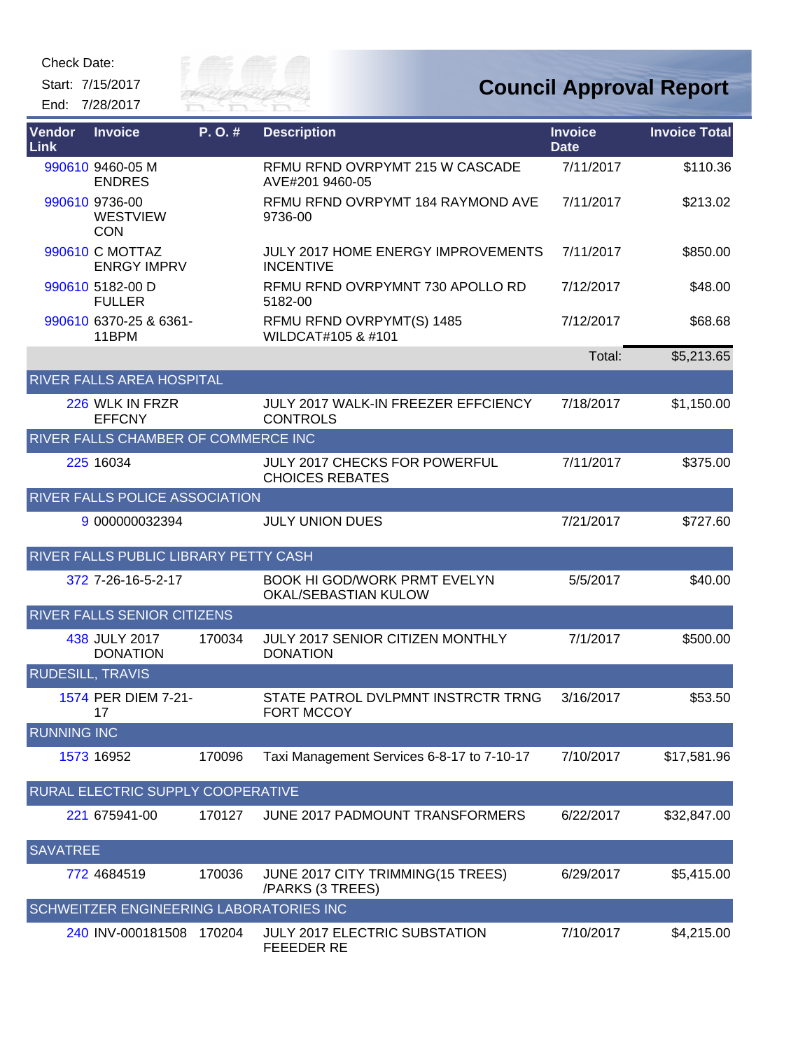Check Date:

Start: 7/15/2017

End: 7/28/2017

# Council Approval Report

| Vendor Link | Invoice | P. O. # | Description | Invoice Date | Invoice Total |
|---|---|---|---|---|---|
| 990610 | 9460-05 M ENDRES | | RFMU RFND OVRPYMT 215 W CASCADE AVE#201 9460-05 | 7/11/2017 | $110.36 |
| 990610 | 9736-00 WESTVIEW CON | | RFMU RFND OVRPYMT 184 RAYMOND AVE 9736-00 | 7/11/2017 | $213.02 |
| 990610 | C MOTTAZ ENRGY IMPRV | | JULY 2017 HOME ENERGY IMPROVEMENTS INCENTIVE | 7/11/2017 | $850.00 |
| 990610 | 5182-00 D FULLER | | RFMU RFND OVRPYMNT 730 APOLLO RD 5182-00 | 7/12/2017 | $48.00 |
| 990610 | 6370-25 & 6361-11BPM | | RFMU RFND OVRPYMT(S) 1485 WILDCAT#105 & #101 | 7/12/2017 | $68.68 |
| | | | | Total: | $5,213.65 |
| RIVER FALLS AREA HOSPITAL | | | | | |
| 226 | WLK IN FRZR EFFCNY | | JULY 2017 WALK-IN FREEZER EFFCIENCY CONTROLS | 7/18/2017 | $1,150.00 |
| RIVER FALLS CHAMBER OF COMMERCE INC | | | | | |
| 225 | 16034 | | JULY 2017 CHECKS FOR POWERFUL CHOICES REBATES | 7/11/2017 | $375.00 |
| RIVER FALLS POLICE ASSOCIATION | | | | | |
| 9 | 000000032394 | | JULY UNION DUES | 7/21/2017 | $727.60 |
| RIVER FALLS PUBLIC LIBRARY PETTY CASH | | | | | |
| 372 | 7-26-16-5-2-17 | | BOOK HI GOD/WORK PRMT EVELYN OKAL/SEBASTIAN KULOW | 5/5/2017 | $40.00 |
| RIVER FALLS SENIOR CITIZENS | | | | | |
| 438 | JULY 2017 DONATION | 170034 | JULY 2017 SENIOR CITIZEN MONTHLY DONATION | 7/1/2017 | $500.00 |
| RUDESILL, TRAVIS | | | | | |
| 1574 | PER DIEM 7-21-17 | | STATE PATROL DVLPMNT INSTRCTR TRNG FORT MCCOY | 3/16/2017 | $53.50 |
| RUNNING INC | | | | | |
| 1573 | 16952 | 170096 | Taxi Management Services 6-8-17 to 7-10-17 | 7/10/2017 | $17,581.96 |
| RURAL ELECTRIC SUPPLY COOPERATIVE | | | | | |
| 221 | 675941-00 | 170127 | JUNE 2017 PADMOUNT TRANSFORMERS | 6/22/2017 | $32,847.00 |
| SAVATREE | | | | | |
| 772 | 4684519 | 170036 | JUNE 2017 CITY TRIMMING(15 TREES) /PARKS (3 TREES) | 6/29/2017 | $5,415.00 |
| SCHWEITZER ENGINEERING LABORATORIES INC | | | | | |
| 240 | INV-000181508 | 170204 | JULY 2017 ELECTRIC SUBSTATION FEEEDER RE | 7/10/2017 | $4,215.00 |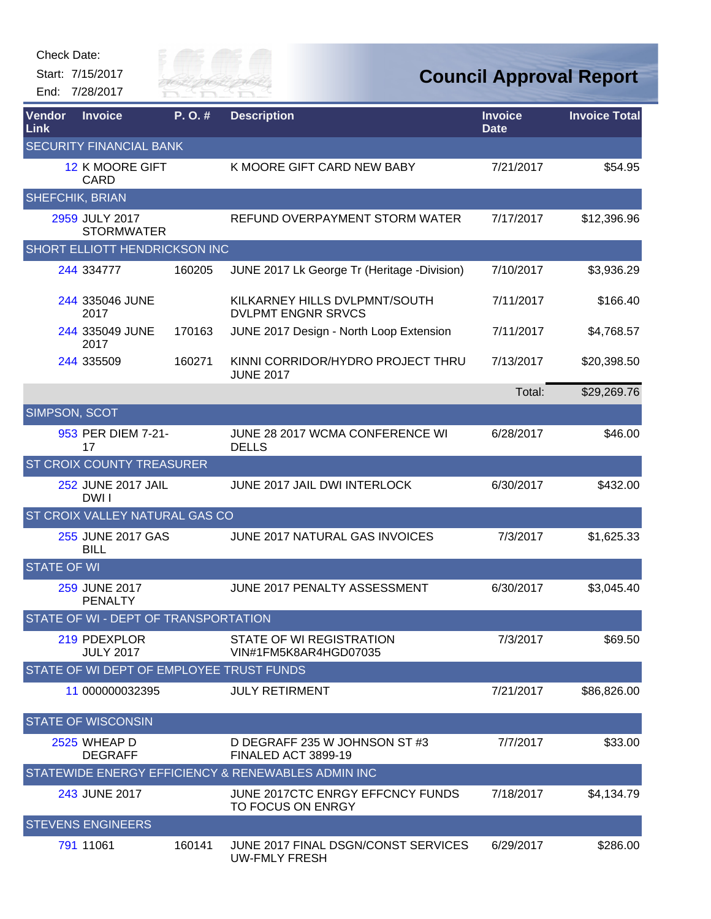Check Date:

Start: 7/15/2017

End: 7/28/2017

# Council Approval Report

| Vendor Link | Invoice | P. O. # | Description | Invoice Date | Invoice Total |
|---|---|---|---|---|---|
| SECURITY FINANCIAL BANK | | | | | |
| 12 | K MOORE GIFT CARD | | K MOORE GIFT CARD NEW BABY | 7/21/2017 | $54.95 |
| SHEFCHIK, BRIAN | | | | | |
| 2959 | JULY 2017 STORMWATER | | REFUND OVERPAYMENT STORM WATER | 7/17/2017 | $12,396.96 |
| SHORT ELLIOTT HENDRICKSON INC | | | | | |
| 244 | 334777 | 160205 | JUNE 2017 Lk George Tr (Heritage -Division) | 7/10/2017 | $3,936.29 |
| 244 | 335046 JUNE 2017 | | KILKARNEY HILLS DVLPMNT/SOUTH DVLPMT ENGNR SRVCS | 7/11/2017 | $166.40 |
| 244 | 335049 JUNE 2017 | 170163 | JUNE 2017 Design - North Loop Extension | 7/11/2017 | $4,768.57 |
| 244 | 335509 | 160271 | KINNI CORRIDOR/HYDRO PROJECT THRU JUNE 2017 | 7/13/2017 | $20,398.50 |
| | | | | Total: | $29,269.76 |
| SIMPSON, SCOT | | | | | |
| 953 | PER DIEM 7-21-17 | | JUNE 28 2017 WCMA CONFERENCE WI DELLS | 6/28/2017 | $46.00 |
| ST CROIX COUNTY TREASURER | | | | | |
| 252 | JUNE 2017 JAIL DWI I | | JUNE 2017 JAIL DWI INTERLOCK | 6/30/2017 | $432.00 |
| ST CROIX VALLEY NATURAL GAS CO | | | | | |
| 255 | JUNE 2017 GAS BILL | | JUNE 2017 NATURAL GAS INVOICES | 7/3/2017 | $1,625.33 |
| STATE OF WI | | | | | |
| 259 | JUNE 2017 PENALTY | | JUNE 2017 PENALTY ASSESSMENT | 6/30/2017 | $3,045.40 |
| STATE OF WI - DEPT OF TRANSPORTATION | | | | | |
| 219 | PDEXPLOR JULY 2017 | | STATE OF WI REGISTRATION VIN#1FM5K8AR4HGD07035 | 7/3/2017 | $69.50 |
| STATE OF WI DEPT OF EMPLOYEE TRUST FUNDS | | | | | |
| 11 | 000000032395 | | JULY RETIRMENT | 7/21/2017 | $86,826.00 |
| STATE OF WISCONSIN | | | | | |
| 2525 | WHEAP D DEGRAFF | | D DEGRAFF 235 W JOHNSON ST #3 FINALED ACT 3899-19 | 7/7/2017 | $33.00 |
| STATEWIDE ENERGY EFFICIENCY & RENEWABLES ADMIN INC | | | | | |
| 243 | JUNE 2017 | | JUNE 2017CTC ENRGY EFFCNCY FUNDS TO FOCUS ON ENRGY | 7/18/2017 | $4,134.79 |
| STEVENS ENGINEERS | | | | | |
| 791 | 11061 | 160141 | JUNE 2017 FINAL DSGN/CONST SERVICES UW-FMLY FRESH | 6/29/2017 | $286.00 |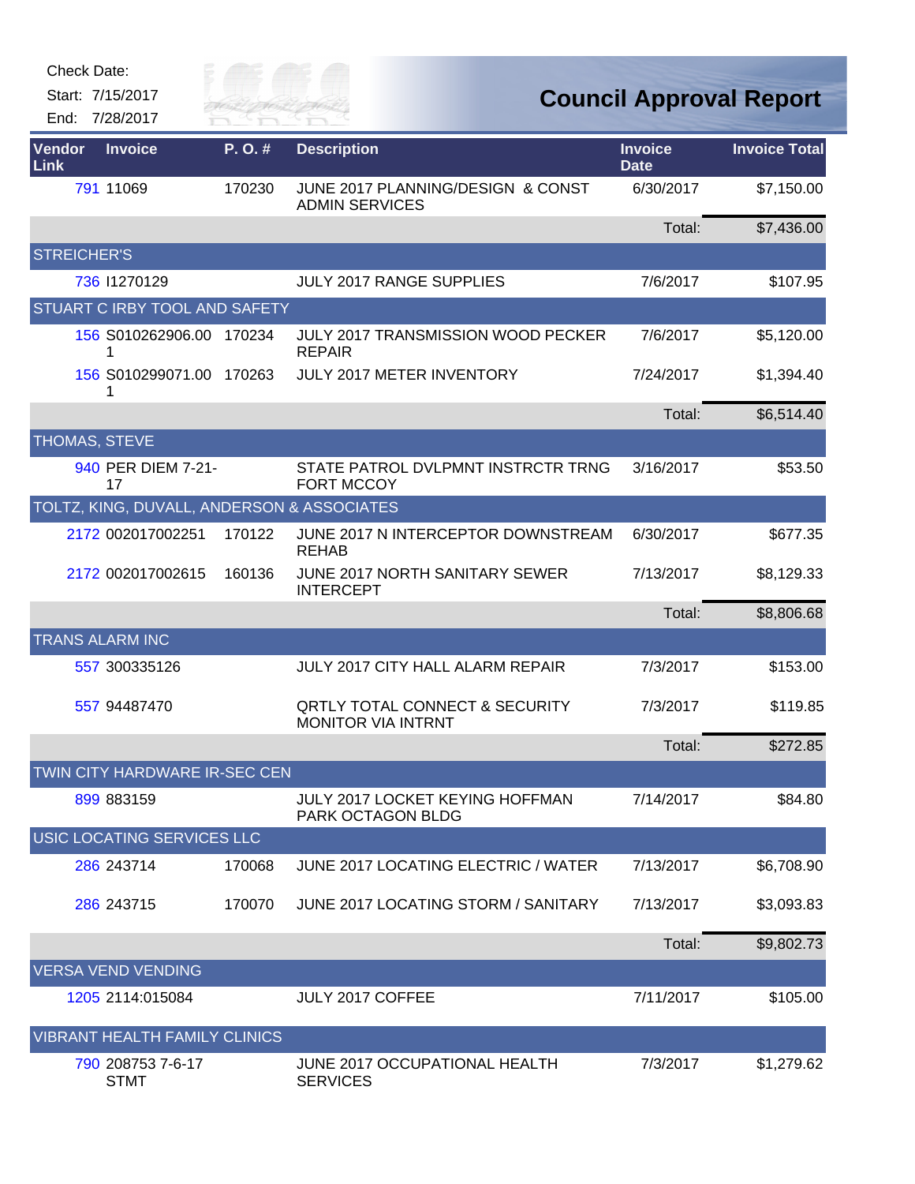Check Date:

Start: 7/15/2017

End: 7/28/2017

# Council Approval Report

| Vendor Link | Invoice | P. O. # | Description | Invoice Date | Invoice Total |
|---|---|---|---|---|---|
| 791 | 11069 | 170230 | JUNE 2017 PLANNING/DESIGN & CONST ADMIN SERVICES | 6/30/2017 | $7,150.00 |
| | | | | Total: | $7,436.00 |
| STREICHER'S | | | | | |
| 736 | I1270129 | | JULY 2017 RANGE SUPPLIES | 7/6/2017 | $107.95 |
| STUART C IRBY TOOL AND SAFETY | | | | | |
| 156 | S010262906.001 | 170234 | JULY 2017 TRANSMISSION WOOD PECKER REPAIR | 7/6/2017 | $5,120.00 |
| 156 | S010299071.001 | 170263 | JULY 2017 METER INVENTORY | 7/24/2017 | $1,394.40 |
| | | | | Total: | $6,514.40 |
| THOMAS, STEVE | | | | | |
| 940 | PER DIEM 7-21-17 | | STATE PATROL DVLPMNT INSTRCTR TRNG FORT MCCOY | 3/16/2017 | $53.50 |
| TOLTZ, KING, DUVALL, ANDERSON & ASSOCIATES | | | | | |
| 2172 | 002017002251 | 170122 | JUNE 2017 N INTERCEPTOR DOWNSTREAM REHAB | 6/30/2017 | $677.35 |
| 2172 | 002017002615 | 160136 | JUNE 2017 NORTH SANITARY SEWER INTERCEPT | 7/13/2017 | $8,129.33 |
| | | | | Total: | $8,806.68 |
| TRANS ALARM INC | | | | | |
| 557 | 300335126 | | JULY 2017 CITY HALL ALARM REPAIR | 7/3/2017 | $153.00 |
| 557 | 94487470 | | QRTLY TOTAL CONNECT & SECURITY MONITOR VIA INTRNT | 7/3/2017 | $119.85 |
| | | | | Total: | $272.85 |
| TWIN CITY HARDWARE IR-SEC CEN | | | | | |
| 899 | 883159 | | JULY 2017 LOCKET KEYING HOFFMAN PARK OCTAGON BLDG | 7/14/2017 | $84.80 |
| USIC LOCATING SERVICES LLC | | | | | |
| 286 | 243714 | 170068 | JUNE 2017 LOCATING ELECTRIC / WATER | 7/13/2017 | $6,708.90 |
| 286 | 243715 | 170070 | JUNE 2017 LOCATING STORM / SANITARY | 7/13/2017 | $3,093.83 |
| | | | | Total: | $9,802.73 |
| VERSA VEND VENDING | | | | | |
| 1205 | 2114:015084 | | JULY 2017 COFFEE | 7/11/2017 | $105.00 |
| VIBRANT HEALTH FAMILY CLINICS | | | | | |
| 790 | 208753 7-6-17 STMT | | JUNE 2017 OCCUPATIONAL HEALTH SERVICES | 7/3/2017 | $1,279.62 |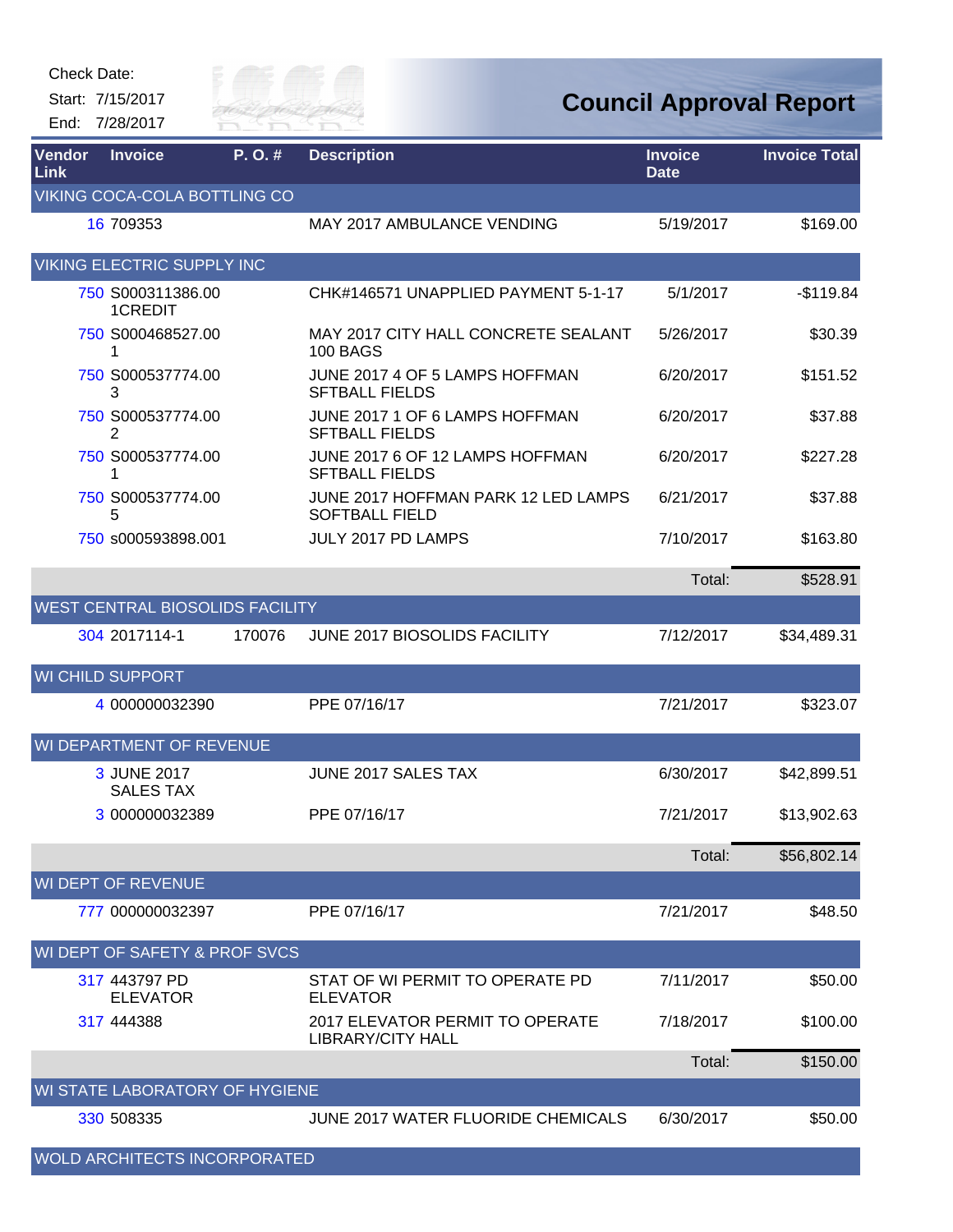Check Date:

Start: 7/15/2017

End: 7/28/2017

# Council Approval Report

| Vendor Link | Invoice | P. O. # | Description | Invoice Date | Invoice Total |
|---|---|---|---|---|---|
| **VIKING COCA-COLA BOTTLING CO** | | | | | |
| 16 | 709353 | | MAY 2017 AMBULANCE VENDING | 5/19/2017 | $169.00 |
| **VIKING ELECTRIC SUPPLY INC** | | | | | |
| 750 | S000311386.001CREDIT | | CHK#146571 UNAPPLIED PAYMENT 5-1-17 | 5/1/2017 | -$119.84 |
| 750 | S000468527.001 | | MAY 2017 CITY HALL CONCRETE SEALANT 100 BAGS | 5/26/2017 | $30.39 |
| 750 | S000537774.003 | | JUNE 2017 4 OF 5 LAMPS HOFFMAN SFTBALL FIELDS | 6/20/2017 | $151.52 |
| 750 | S000537774.002 | | JUNE 2017 1 OF 6 LAMPS HOFFMAN SFTBALL FIELDS | 6/20/2017 | $37.88 |
| 750 | S000537774.001 | | JUNE 2017 6 OF 12 LAMPS HOFFMAN SFTBALL FIELDS | 6/20/2017 | $227.28 |
| 750 | S000537774.005 | | JUNE 2017 HOFFMAN PARK 12 LED LAMPS SOFTBALL FIELD | 6/21/2017 | $37.88 |
| 750 | s000593898.001 | | JULY 2017 PD LAMPS | 7/10/2017 | $163.80 |
| | | | | Total: | $528.91 |
| **WEST CENTRAL BIOSOLIDS FACILITY** | | | | | |
| 304 | 2017114-1 | 170076 | JUNE 2017 BIOSOLIDS FACILITY | 7/12/2017 | $34,489.31 |
| **WI CHILD SUPPORT** | | | | | |
| 4 | 000000032390 | | PPE 07/16/17 | 7/21/2017 | $323.07 |
| **WI DEPARTMENT OF REVENUE** | | | | | |
| 3 | JUNE 2017 SALES TAX | | JUNE 2017 SALES TAX | 6/30/2017 | $42,899.51 |
| 3 | 000000032389 | | PPE 07/16/17 | 7/21/2017 | $13,902.63 |
| | | | | Total: | $56,802.14 |
| **WI DEPT OF REVENUE** | | | | | |
| 777 | 000000032397 | | PPE 07/16/17 | 7/21/2017 | $48.50 |
| **WI DEPT OF SAFETY & PROF SVCS** | | | | | |
| 317 | 443797 PD ELEVATOR | | STAT OF WI PERMIT TO OPERATE PD ELEVATOR | 7/11/2017 | $50.00 |
| 317 | 444388 | | 2017 ELEVATOR PERMIT TO OPERATE LIBRARY/CITY HALL | 7/18/2017 | $100.00 |
| | | | | Total: | $150.00 |
| **WI STATE LABORATORY OF HYGIENE** | | | | | |
| 330 | 508335 | | JUNE 2017 WATER FLUORIDE CHEMICALS | 6/30/2017 | $50.00 |
| **WOLD ARCHITECTS INCORPORATED** | | | | | |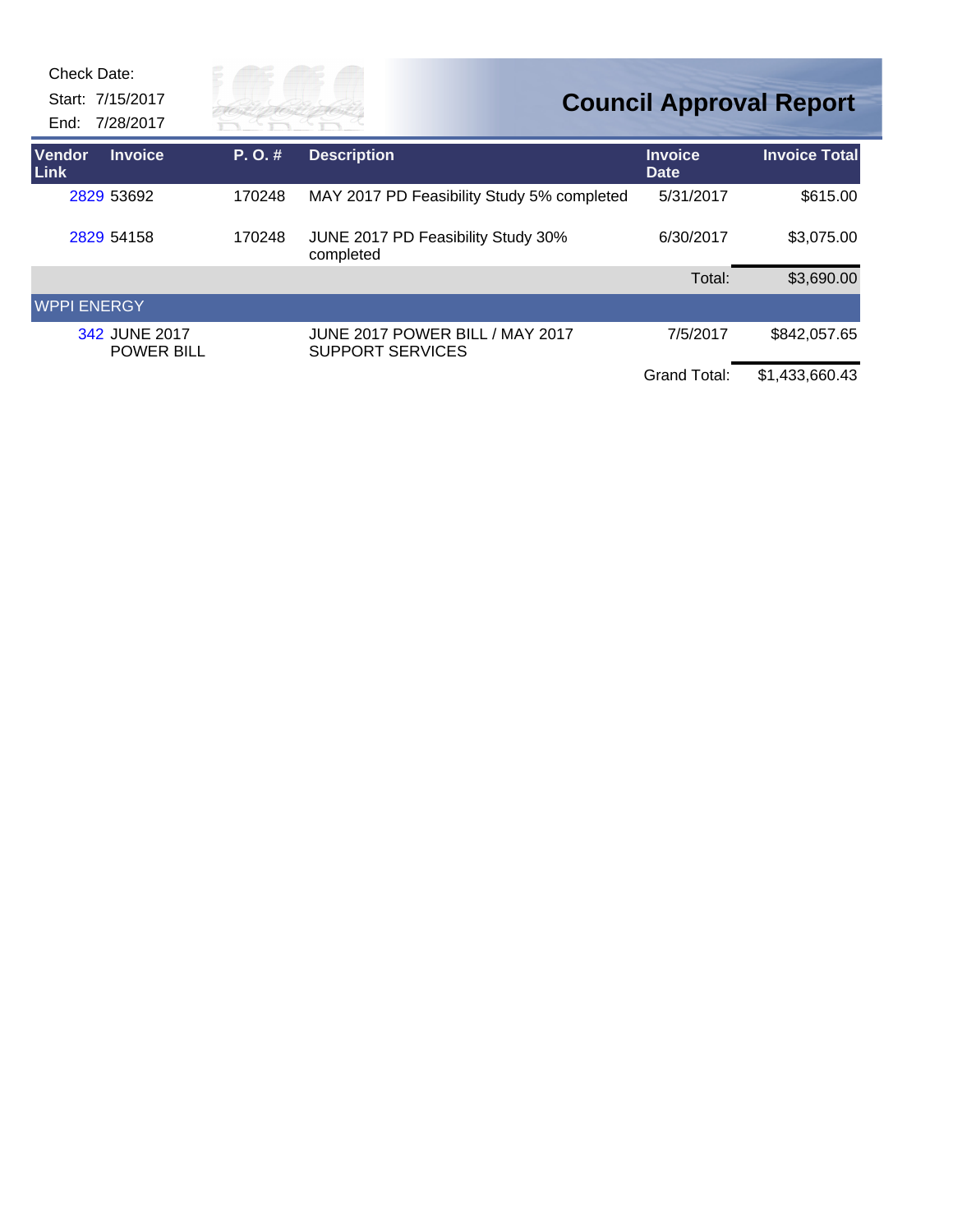Check Date:

Start: 7/15/2017

End: 7/28/2017

# Council Approval Report

| Vendor Link | Invoice | P. O. # | Description | Invoice Date | Invoice Total |
|---|---|---|---|---|---|
| 2829 | 53692 | 170248 | MAY 2017 PD Feasibility Study 5% completed | 5/31/2017 | $615.00 |
| 2829 | 54158 | 170248 | JUNE 2017 PD Feasibility Study 30% completed | 6/30/2017 | $3,075.00 |
| | | | | Total: | $3,690.00 |
| WPPI ENERGY | | | | | |
| 342 | JUNE 2017 POWER BILL | | JUNE 2017 POWER BILL / MAY 2017 SUPPORT SERVICES | 7/5/2017 | $842,057.65 |
| | | | | Grand Total: | $1,433,660.43 |